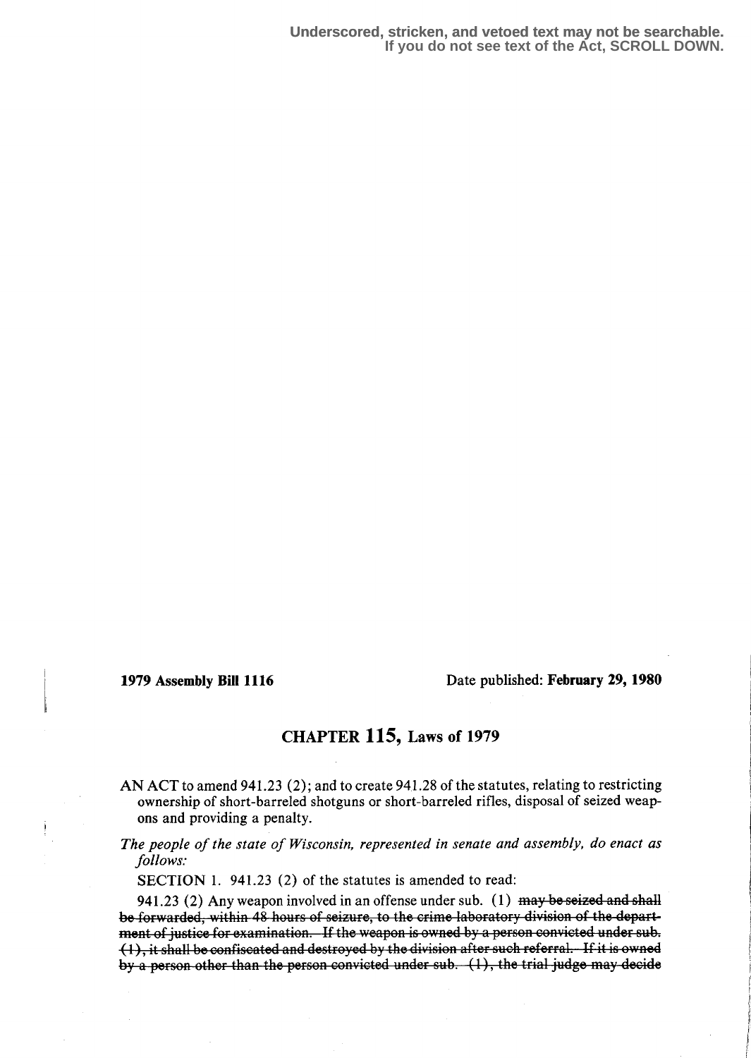Underscored, stricken, and vetoed text may not be searchable. If you do not see text of the Act, SCROLL DOWN.

**1979 Assembly Bill 1116** Date published: **February 29, 1980**

## CHAPTER 115, Laws of 1979

AN ACT to amend 941.23 (2); and to create 941.28 of the statutes, relating to restricting ownership of short-barreled shotguns or short-barreled rifles, disposal of seized weapons and providing a penalty.

*The people of the state of Wisconsin, represented in senate and assembly, do enact as follows:*

SECTION 1. 941.23 (2) of the statutes is amended to read:

941.23 (2) Any weapon involved in an offense under sub. (1) ~~may be seized and shall be forwarded, within 48 hours of seizure, to the crime laboratory division of the department of justice for examination. If the weapon is owned by a person convicted under sub. (1), it shall be confiscated and destroyed by the division after such referral. If it is owned by a person other than the person convicted under sub. (1), the trial judge may decide~~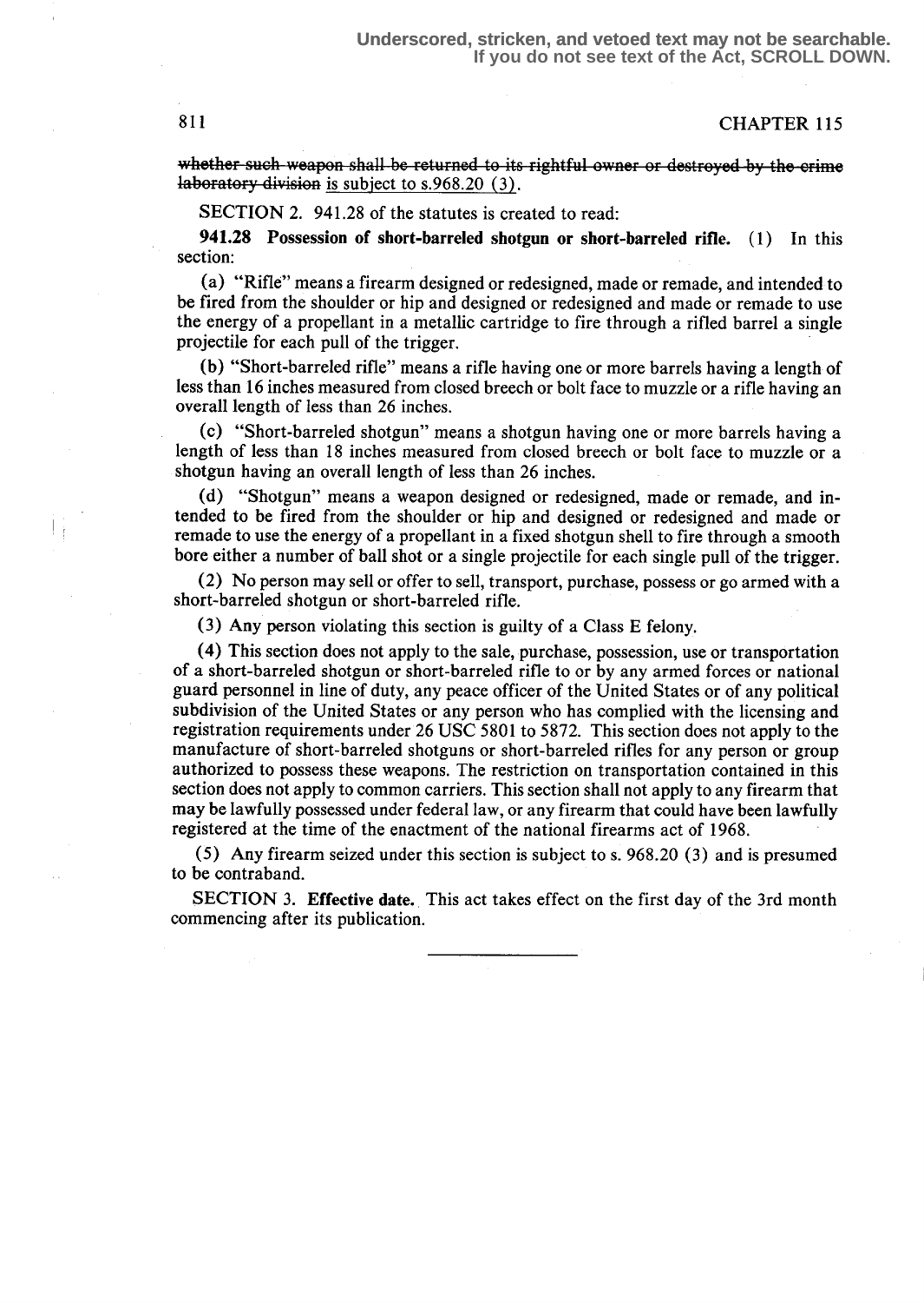~~whether such weapon shall be returned to its rightful owner or destroyed by the crime laboratory division~~ is subject to s.968.20 (3).

SECTION 2. 941.28 of the statutes is created to read:

**941.28 Possession of short-barreled shotgun or short-barreled rifle.** (1) In this section:

(a) "Rifle" means a firearm designed or redesigned, made or remade, and intended to be fired from the shoulder or hip and designed or redesigned and made or remade to use the energy of a propellant in a metallic cartridge to fire through a rifled barrel a single projectile for each pull of the trigger.

(b) "Short-barreled rifle" means a rifle having one or more barrels having a length of less than 16 inches measured from closed breech or bolt face to muzzle or a rifle having an overall length of less than 26 inches.

(c) "Short-barreled shotgun" means a shotgun having one or more barrels having a length of less than 18 inches measured from closed breech or bolt face to muzzle or a shotgun having an overall length of less than 26 inches.

(d) "Shotgun" means a weapon designed or redesigned, made or remade, and intended to be fired from the shoulder or hip and designed or redesigned and made or remade to use the energy of a propellant in a fixed shotgun shell to fire through a smooth bore either a number of ball shot or a single projectile for each single pull of the trigger.

(2) No person may sell or offer to sell, transport, purchase, possess or go armed with a short-barreled shotgun or short-barreled rifle.

(3) Any person violating this section is guilty of a Class E felony.

(4) This section does not apply to the sale, purchase, possession, use or transportation of a short-barreled shotgun or short-barreled rifle to or by any armed forces or national guard personnel in line of duty, any peace officer of the United States or of any political subdivision of the United States or any person who has complied with the licensing and registration requirements under 26 USC 5801 to 5872. This section does not apply to the manufacture of short-barreled shotguns or short-barreled rifles for any person or group authorized to possess these weapons. The restriction on transportation contained in this section does not apply to common carriers. This section shall not apply to any firearm that may be lawfully possessed under federal law, or any firearm that could have been lawfully registered at the time of the enactment of the national firearms act of 1968.

(5) Any firearm seized under this section is subject to s. 968.20 (3) and is presumed to be contraband.

SECTION 3. **Effective date.** This act takes effect on the first day of the 3rd month commencing after its publication.